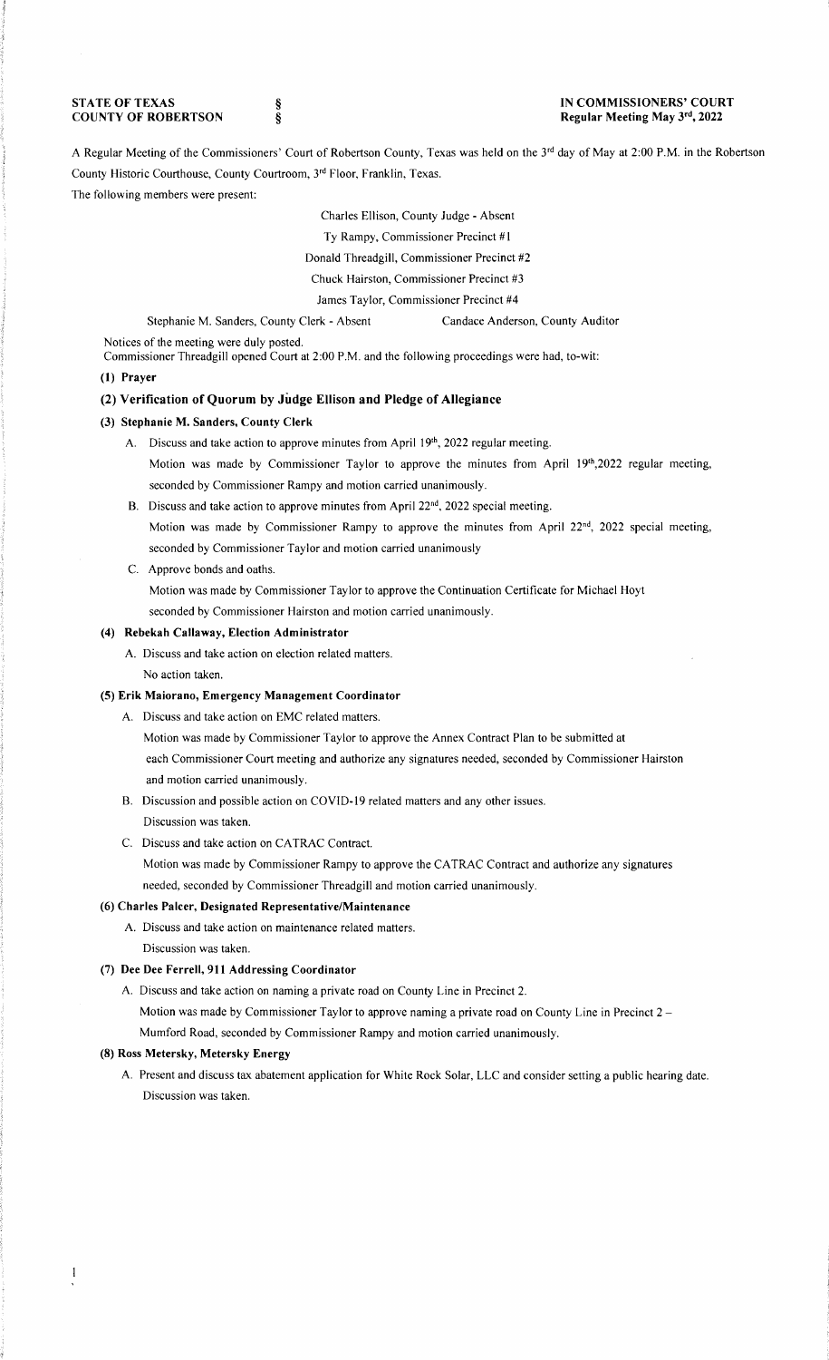**STATE OF TEXAS** §
**COUNTY OF ROBERTSON** §

**IN COMMISSIONERS' COURT**
**Regular Meeting May 3rd, 2022**

A Regular Meeting of the Commissioners' Court of Robertson County, Texas was held on the 3rd day of May at 2:00 P.M. in the Robertson County Historic Courthouse, County Courtroom, 3rd Floor, Franklin, Texas.

The following members were present:

Charles Ellison, County Judge - Absent
Ty Rampy, Commissioner Precinct #1
Donald Threadgill, Commissioner Precinct #2
Chuck Hairston, Commissioner Precinct #3
James Taylor, Commissioner Precinct #4

Stephanie M. Sanders, County Clerk - Absent    Candace Anderson, County Auditor

Notices of the meeting were duly posted.
Commissioner Threadgill opened Court at 2:00 P.M. and the following proceedings were had, to-wit:

**(1) Prayer**

**(2) Verification of Quorum by Judge Ellison and Pledge of Allegiance**

**(3) Stephanie M. Sanders, County Clerk**

A. Discuss and take action to approve minutes from April 19th, 2022 regular meeting.
   Motion was made by Commissioner Taylor to approve the minutes from April 19th,2022 regular meeting, seconded by Commissioner Rampy and motion carried unanimously.

B. Discuss and take action to approve minutes from April 22nd, 2022 special meeting.
   Motion was made by Commissioner Rampy to approve the minutes from April 22nd, 2022 special meeting, seconded by Commissioner Taylor and motion carried unanimously

C. Approve bonds and oaths.
   Motion was made by Commissioner Taylor to approve the Continuation Certificate for Michael Hoyt seconded by Commissioner Hairston and motion carried unanimously.

**(4) Rebekah Callaway, Election Administrator**

A. Discuss and take action on election related matters.
   No action taken.

**(5) Erik Maiorano, Emergency Management Coordinator**

A. Discuss and take action on EMC related matters.
   Motion was made by Commissioner Taylor to approve the Annex Contract Plan to be submitted at each Commissioner Court meeting and authorize any signatures needed, seconded by Commissioner Hairston and motion carried unanimously.

B. Discussion and possible action on COVID-19 related matters and any other issues.
   Discussion was taken.

C. Discuss and take action on CATRAC Contract.
   Motion was made by Commissioner Rampy to approve the CATRAC Contract and authorize any signatures needed, seconded by Commissioner Threadgill and motion carried unanimously.

**(6) Charles Palcer, Designated Representative/Maintenance**

A. Discuss and take action on maintenance related matters.
   Discussion was taken.

**(7) Dee Dee Ferrell, 911 Addressing Coordinator**

A. Discuss and take action on naming a private road on County Line in Precinct 2.
   Motion was made by Commissioner Taylor to approve naming a private road on County Line in Precinct 2 – Mumford Road, seconded by Commissioner Rampy and motion carried unanimously.

**(8) Ross Metersky, Metersky Energy**

A. Present and discuss tax abatement application for White Rock Solar, LLC and consider setting a public hearing date.
   Discussion was taken.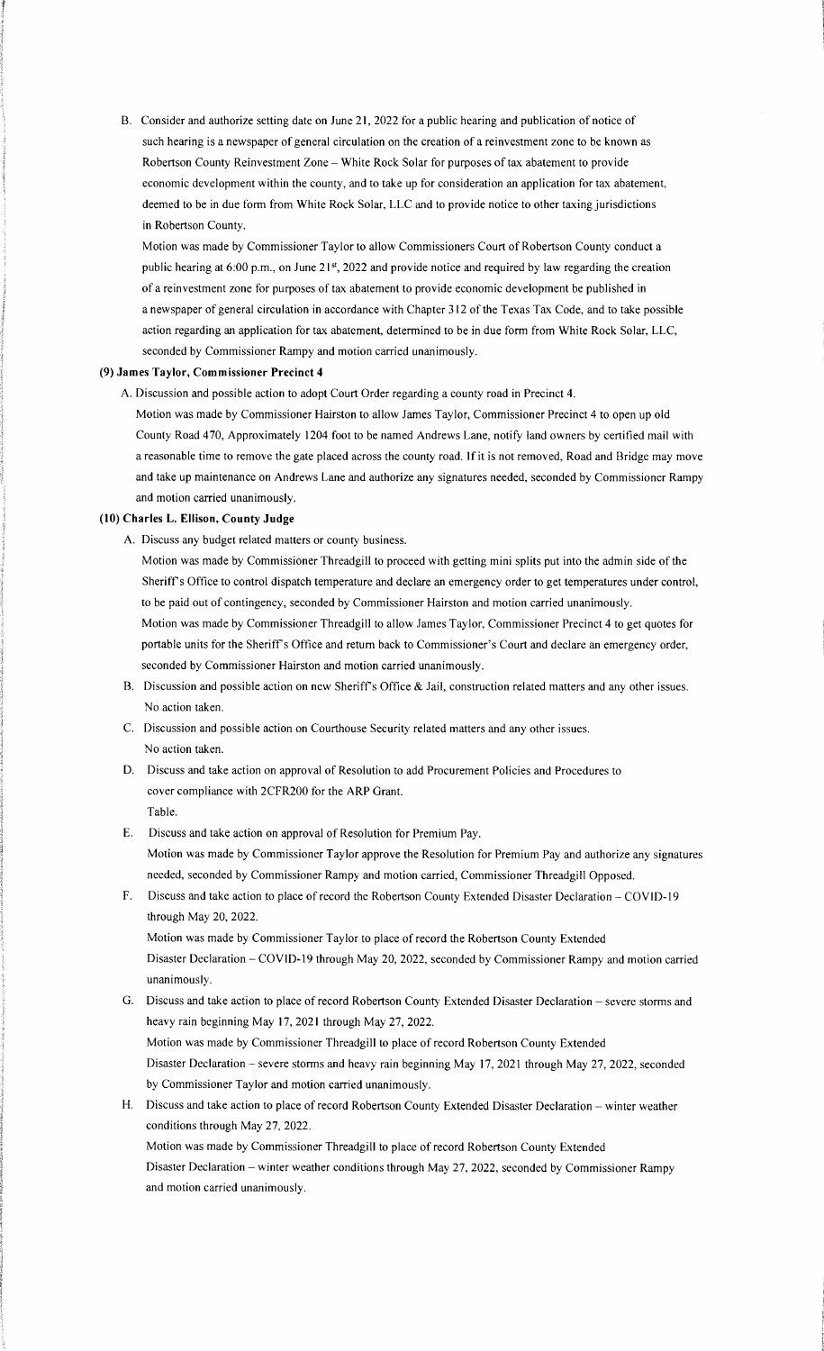B. Consider and authorize setting date on June 21, 2022 for a public hearing and publication of notice of such hearing is a newspaper of general circulation on the creation of a reinvestment zone to be known as Robertson County Reinvestment Zone – White Rock Solar for purposes of tax abatement to provide economic development within the county, and to take up for consideration an application for tax abatement, deemed to be in due form from White Rock Solar, LLC and to provide notice to other taxing jurisdictions in Robertson County.

Motion was made by Commissioner Taylor to allow Commissioners Court of Robertson County conduct a public hearing at 6:00 p.m., on June 21st, 2022 and provide notice and required by law regarding the creation of a reinvestment zone for purposes of tax abatement to provide economic development be published in a newspaper of general circulation in accordance with Chapter 312 of the Texas Tax Code, and to take possible action regarding an application for tax abatement, determined to be in due form from White Rock Solar, LLC, seconded by Commissioner Rampy and motion carried unanimously.

**(9) James Taylor, Commissioner Precinct 4**

A. Discussion and possible action to adopt Court Order regarding a county road in Precinct 4.

Motion was made by Commissioner Hairston to allow James Taylor, Commissioner Precinct 4 to open up old County Road 470, Approximately 1204 foot to be named Andrews Lane, notify land owners by certified mail with a reasonable time to remove the gate placed across the county road. If it is not removed, Road and Bridge may move and take up maintenance on Andrews Lane and authorize any signatures needed, seconded by Commissioner Rampy and motion carried unanimously.

**(10) Charles L. Ellison, County Judge**

A. Discuss any budget related matters or county business.

Motion was made by Commissioner Threadgill to proceed with getting mini splits put into the admin side of the Sheriff's Office to control dispatch temperature and declare an emergency order to get temperatures under control, to be paid out of contingency, seconded by Commissioner Hairston and motion carried unanimously.

Motion was made by Commissioner Threadgill to allow James Taylor, Commissioner Precinct 4 to get quotes for portable units for the Sheriff's Office and return back to Commissioner's Court and declare an emergency order, seconded by Commissioner Hairston and motion carried unanimously.

B. Discussion and possible action on new Sheriff's Office & Jail, construction related matters and any other issues.

No action taken.

C. Discussion and possible action on Courthouse Security related matters and any other issues.

No action taken.

D. Discuss and take action on approval of Resolution to add Procurement Policies and Procedures to cover compliance with 2CFR200 for the ARP Grant.

Table.

E. Discuss and take action on approval of Resolution for Premium Pay.

Motion was made by Commissioner Taylor approve the Resolution for Premium Pay and authorize any signatures needed, seconded by Commissioner Rampy and motion carried, Commissioner Threadgill Opposed.

F. Discuss and take action to place of record the Robertson County Extended Disaster Declaration – COVID-19 through May 20, 2022.

Motion was made by Commissioner Taylor to place of record the Robertson County Extended Disaster Declaration – COVID-19 through May 20, 2022, seconded by Commissioner Rampy and motion carried unanimously.

G. Discuss and take action to place of record Robertson County Extended Disaster Declaration – severe storms and heavy rain beginning May 17, 2021 through May 27, 2022.

Motion was made by Commissioner Threadgill to place of record Robertson County Extended Disaster Declaration – severe storms and heavy rain beginning May 17, 2021 through May 27, 2022, seconded by Commissioner Taylor and motion carried unanimously.

H. Discuss and take action to place of record Robertson County Extended Disaster Declaration – winter weather conditions through May 27, 2022.

Motion was made by Commissioner Threadgill to place of record Robertson County Extended Disaster Declaration – winter weather conditions through May 27, 2022, seconded by Commissioner Rampy and motion carried unanimously.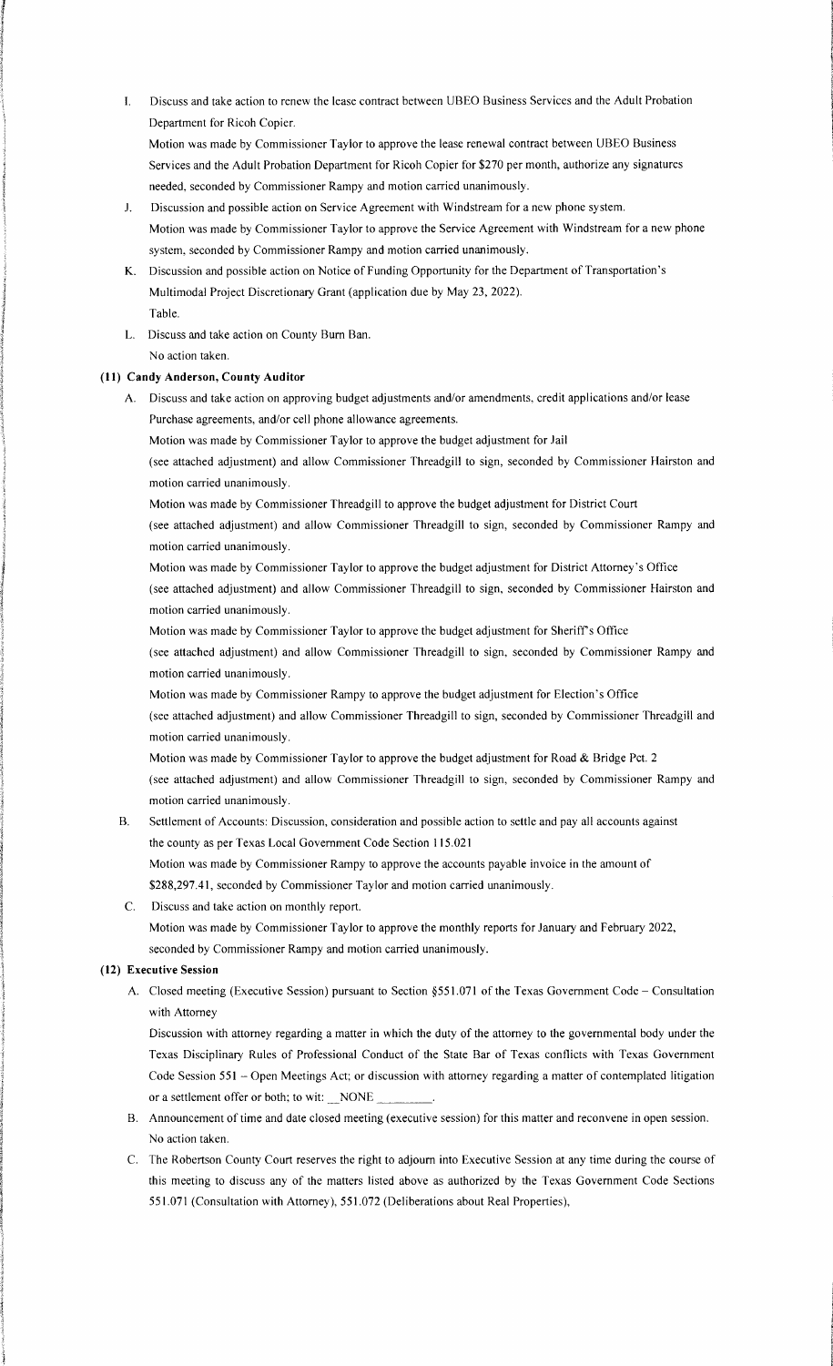I. Discuss and take action to renew the lease contract between UBEO Business Services and the Adult Probation Department for Ricoh Copier.

   Motion was made by Commissioner Taylor to approve the lease renewal contract between UBEO Business Services and the Adult Probation Department for Ricoh Copier for $270 per month, authorize any signatures needed, seconded by Commissioner Rampy and motion carried unanimously.

J. Discussion and possible action on Service Agreement with Windstream for a new phone system.

   Motion was made by Commissioner Taylor to approve the Service Agreement with Windstream for a new phone system, seconded by Commissioner Rampy and motion carried unanimously.

K. Discussion and possible action on Notice of Funding Opportunity for the Department of Transportation's Multimodal Project Discretionary Grant (application due by May 23, 2022).

   Table.

L. Discuss and take action on County Burn Ban.

   No action taken.

**(11) Candy Anderson, County Auditor**

A. Discuss and take action on approving budget adjustments and/or amendments, credit applications and/or lease Purchase agreements, and/or cell phone allowance agreements.

   Motion was made by Commissioner Taylor to approve the budget adjustment for Jail (see attached adjustment) and allow Commissioner Threadgill to sign, seconded by Commissioner Hairston and motion carried unanimously.

   Motion was made by Commissioner Threadgill to approve the budget adjustment for District Court (see attached adjustment) and allow Commissioner Threadgill to sign, seconded by Commissioner Rampy and motion carried unanimously.

   Motion was made by Commissioner Taylor to approve the budget adjustment for District Attorney's Office (see attached adjustment) and allow Commissioner Threadgill to sign, seconded by Commissioner Hairston and motion carried unanimously.

   Motion was made by Commissioner Taylor to approve the budget adjustment for Sheriff's Office (see attached adjustment) and allow Commissioner Threadgill to sign, seconded by Commissioner Rampy and motion carried unanimously.

   Motion was made by Commissioner Rampy to approve the budget adjustment for Election's Office (see attached adjustment) and allow Commissioner Threadgill to sign, seconded by Commissioner Threadgill and motion carried unanimously.

   Motion was made by Commissioner Taylor to approve the budget adjustment for Road & Bridge Pct. 2 (see attached adjustment) and allow Commissioner Threadgill to sign, seconded by Commissioner Rampy and motion carried unanimously.

B. Settlement of Accounts: Discussion, consideration and possible action to settle and pay all accounts against the county as per Texas Local Government Code Section 115.021

   Motion was made by Commissioner Rampy to approve the accounts payable invoice in the amount of $288,297.41, seconded by Commissioner Taylor and motion carried unanimously.

C. Discuss and take action on monthly report.

   Motion was made by Commissioner Taylor to approve the monthly reports for January and February 2022, seconded by Commissioner Rampy and motion carried unanimously.

**(12) Executive Session**

A. Closed meeting (Executive Session) pursuant to Section §551.071 of the Texas Government Code – Consultation with Attorney

   Discussion with attorney regarding a matter in which the duty of the attorney to the governmental body under the Texas Disciplinary Rules of Professional Conduct of the State Bar of Texas conflicts with Texas Government Code Session 551 – Open Meetings Act; or discussion with attorney regarding a matter of contemplated litigation or a settlement offer or both; to wit: \_\_NONE \_\_\_\_\_\_\_\_.

B. Announcement of time and date closed meeting (executive session) for this matter and reconvene in open session.

   No action taken.

C. The Robertson County Court reserves the right to adjourn into Executive Session at any time during the course of this meeting to discuss any of the matters listed above as authorized by the Texas Government Code Sections 551.071 (Consultation with Attorney), 551.072 (Deliberations about Real Properties),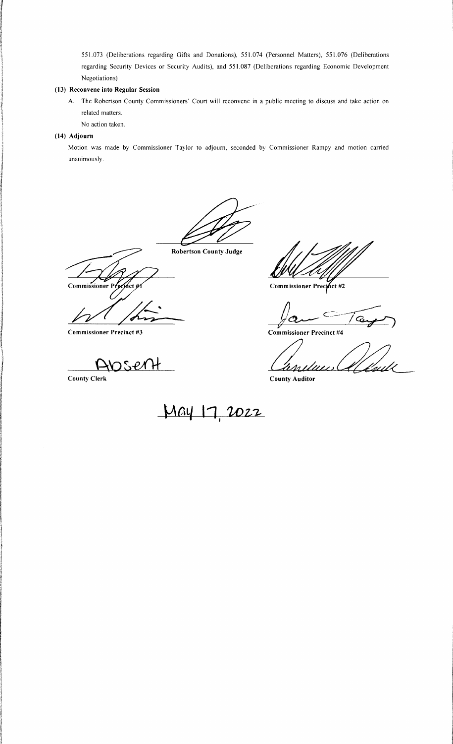551.073 (Deliberations regarding Gifts and Donations), 551.074 (Personnel Matters), 551.076 (Deliberations regarding Security Devices or Security Audits), and 551.087 (Deliberations regarding Economic Development Negotiations)

**(13) Reconvene into Regular Session**

A. The Robertson County Commissioners' Court will reconvene in a public meeting to discuss and take action on related matters.

No action taken.

**(14) Adjourn**

Motion was made by Commissioner Taylor to adjourn, seconded by Commissioner Rampy and motion carried unanimously.

**Robertson County Judge**

**Commissioner Precinct #1**

**Commissioner Precinct #2**

**Commissioner Precinct #3**

**Commissioner Precinct #4**

Absent

**County Clerk**

**County Auditor**

May 17, 2022